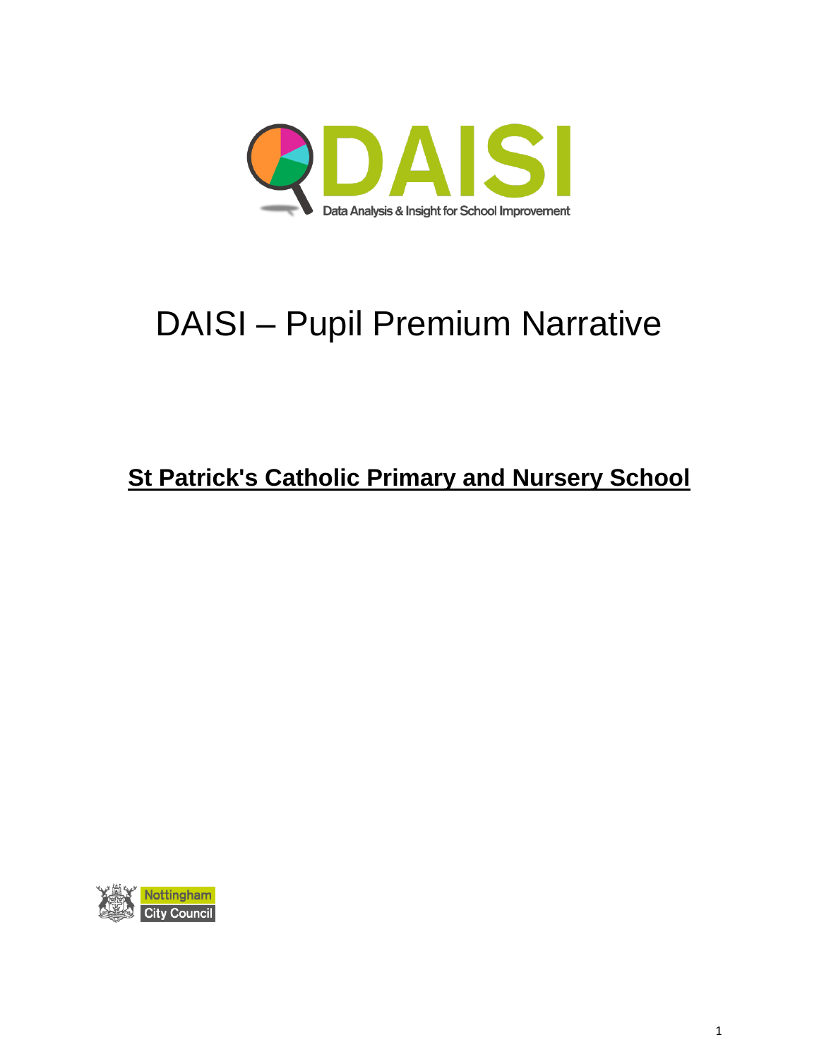DAISI

Data Analysis & Insight for School Improvement

# DAISI – Pupil Premium Narrative

## St Patrick's Catholic Primary and Nursery School

Nottingham City Council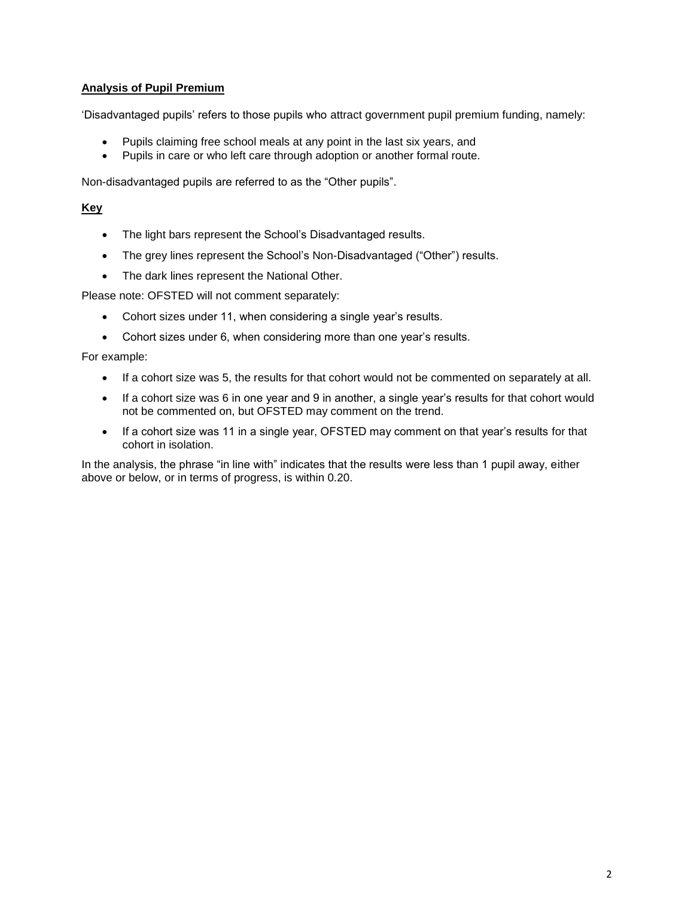## Analysis of Pupil Premium

'Disadvantaged pupils' refers to those pupils who attract government pupil premium funding, namely:

- Pupils claiming free school meals at any point in the last six years, and
- Pupils in care or who left care through adoption or another formal route.

Non-disadvantaged pupils are referred to as the "Other pupils".

### Key

- The light bars represent the School's Disadvantaged results.
- The grey lines represent the School's Non-Disadvantaged ("Other") results.
- The dark lines represent the National Other.

Please note: OFSTED will not comment separately:

- Cohort sizes under 11, when considering a single year's results.
- Cohort sizes under 6, when considering more than one year's results.

For example:

- If a cohort size was 5, the results for that cohort would not be commented on separately at all.
- If a cohort size was 6 in one year and 9 in another, a single year's results for that cohort would not be commented on, but OFSTED may comment on the trend.
- If a cohort size was 11 in a single year, OFSTED may comment on that year's results for that cohort in isolation.

In the analysis, the phrase "in line with" indicates that the results were less than 1 pupil away, either above or below, or in terms of progress, is within 0.20.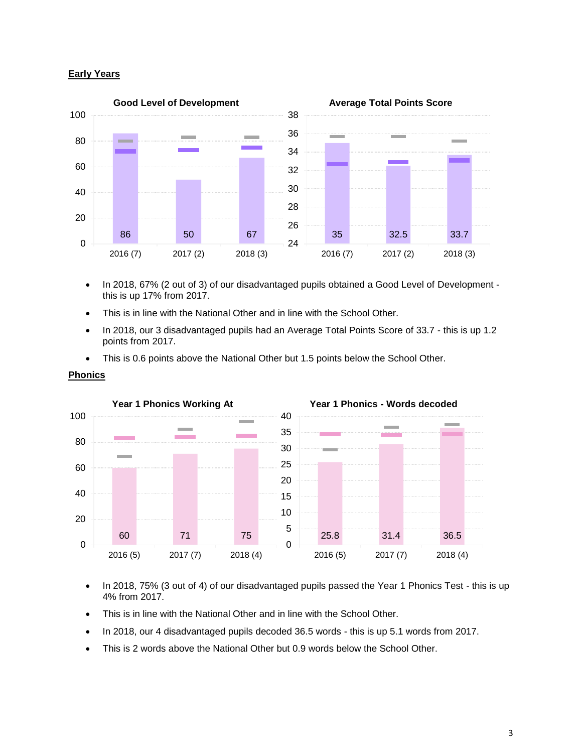## Early Years

**Good Level of Development**

| Year | Value |
|---|---|
| 2016 (7) | 86 |
| 2017 (2) | 50 |
| 2018 (3) | 67 |

**Average Total Points Score**

| Year | Value |
|---|---|
| 2016 (7) | 35 |
| 2017 (2) | 32.5 |
| 2018 (3) | 33.7 |

- In 2018, 67% (2 out of 3) of our disadvantaged pupils obtained a Good Level of Development - this is up 17% from 2017.
- This is in line with the National Other and in line with the School Other.
- In 2018, our 3 disadvantaged pupils had an Average Total Points Score of 33.7 - this is up 1.2 points from 2017.
- This is 0.6 points above the National Other but 1.5 points below the School Other.

## Phonics

**Year 1 Phonics Working At**

| Year | Value |
|---|---|
| 2016 (5) | 60 |
| 2017 (7) | 71 |
| 2018 (4) | 75 |

**Year 1 Phonics - Words decoded**

| Year | Value |
|---|---|
| 2016 (5) | 25.8 |
| 2017 (7) | 31.4 |
| 2018 (4) | 36.5 |

- In 2018, 75% (3 out of 4) of our disadvantaged pupils passed the Year 1 Phonics Test - this is up 4% from 2017.
- This is in line with the National Other and in line with the School Other.
- In 2018, our 4 disadvantaged pupils decoded 36.5 words - this is up 5.1 words from 2017.
- This is 2 words above the National Other but 0.9 words below the School Other.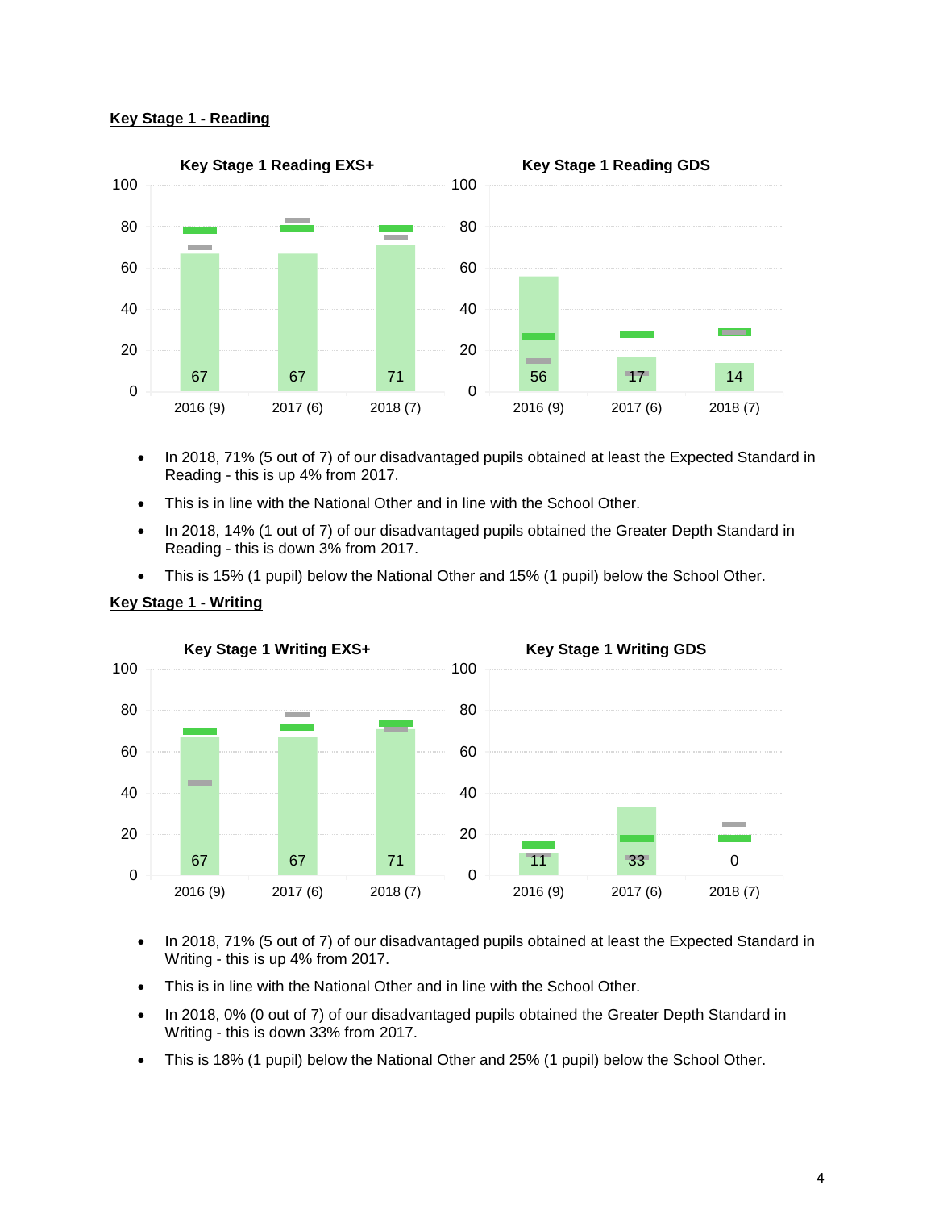**Key Stage 1 - Reading**

Key Stage 1 Reading EXS+

| | 2016 (9) | 2017 (6) | 2018 (7) |
|---|---|---|---|
| Value | 67 | 67 | 71 |

Key Stage 1 Reading GDS

| | 2016 (9) | 2017 (6) | 2018 (7) |
|---|---|---|---|
| Value | 56 | 17 | 14 |

- In 2018, 71% (5 out of 7) of our disadvantaged pupils obtained at least the Expected Standard in Reading - this is up 4% from 2017.
- This is in line with the National Other and in line with the School Other.
- In 2018, 14% (1 out of 7) of our disadvantaged pupils obtained the Greater Depth Standard in Reading - this is down 3% from 2017.
- This is 15% (1 pupil) below the National Other and 15% (1 pupil) below the School Other.

**Key Stage 1 - Writing**

Key Stage 1 Writing EXS+

| | 2016 (9) | 2017 (6) | 2018 (7) |
|---|---|---|---|
| Value | 67 | 67 | 71 |

Key Stage 1 Writing GDS

| | 2016 (9) | 2017 (6) | 2018 (7) |
|---|---|---|---|
| Value | 11 | 33 | 0 |

- In 2018, 71% (5 out of 7) of our disadvantaged pupils obtained at least the Expected Standard in Writing - this is up 4% from 2017.
- This is in line with the National Other and in line with the School Other.
- In 2018, 0% (0 out of 7) of our disadvantaged pupils obtained the Greater Depth Standard in Writing - this is down 33% from 2017.
- This is 18% (1 pupil) below the National Other and 25% (1 pupil) below the School Other.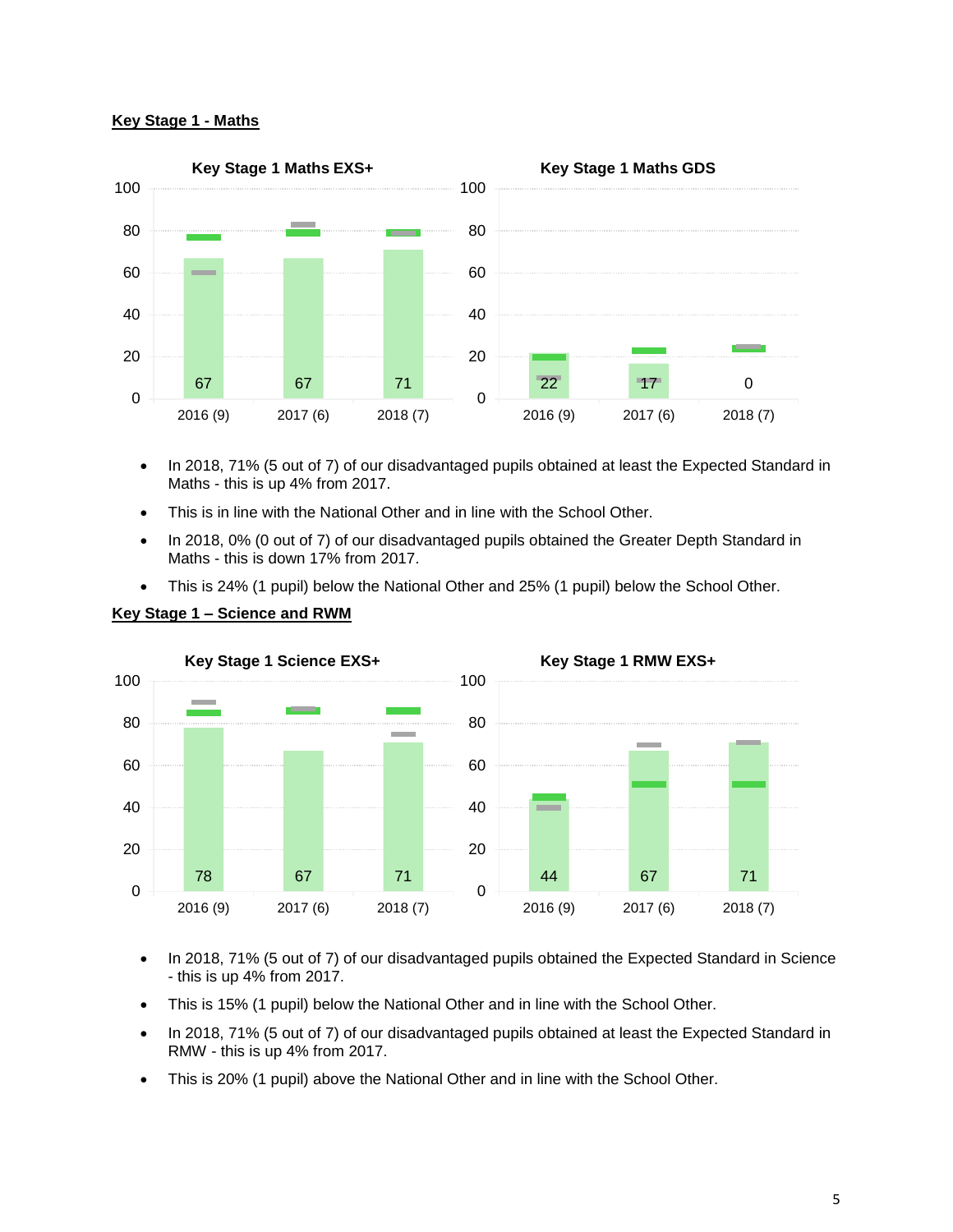**Key Stage 1 - Maths**

**Key Stage 1 Maths EXS+**

| Year | Value |
|---|---|
| 2016 (9) | 67 |
| 2017 (6) | 67 |
| 2018 (7) | 71 |

**Key Stage 1 Maths GDS**

| Year | Value |
|---|---|
| 2016 (9) | 22 |
| 2017 (6) | 17 |
| 2018 (7) | 0 |

- In 2018, 71% (5 out of 7) of our disadvantaged pupils obtained at least the Expected Standard in Maths - this is up 4% from 2017.
- This is in line with the National Other and in line with the School Other.
- In 2018, 0% (0 out of 7) of our disadvantaged pupils obtained the Greater Depth Standard in Maths - this is down 17% from 2017.
- This is 24% (1 pupil) below the National Other and 25% (1 pupil) below the School Other.

**Key Stage 1 – Science and RWM**

**Key Stage 1 Science EXS+**

| Year | Value |
|---|---|
| 2016 (9) | 78 |
| 2017 (6) | 67 |
| 2018 (7) | 71 |

**Key Stage 1 RMW EXS+**

| Year | Value |
|---|---|
| 2016 (9) | 44 |
| 2017 (6) | 67 |
| 2018 (7) | 71 |

- In 2018, 71% (5 out of 7) of our disadvantaged pupils obtained the Expected Standard in Science - this is up 4% from 2017.
- This is 15% (1 pupil) below the National Other and in line with the School Other.
- In 2018, 71% (5 out of 7) of our disadvantaged pupils obtained at least the Expected Standard in RMW - this is up 4% from 2017.
- This is 20% (1 pupil) above the National Other and in line with the School Other.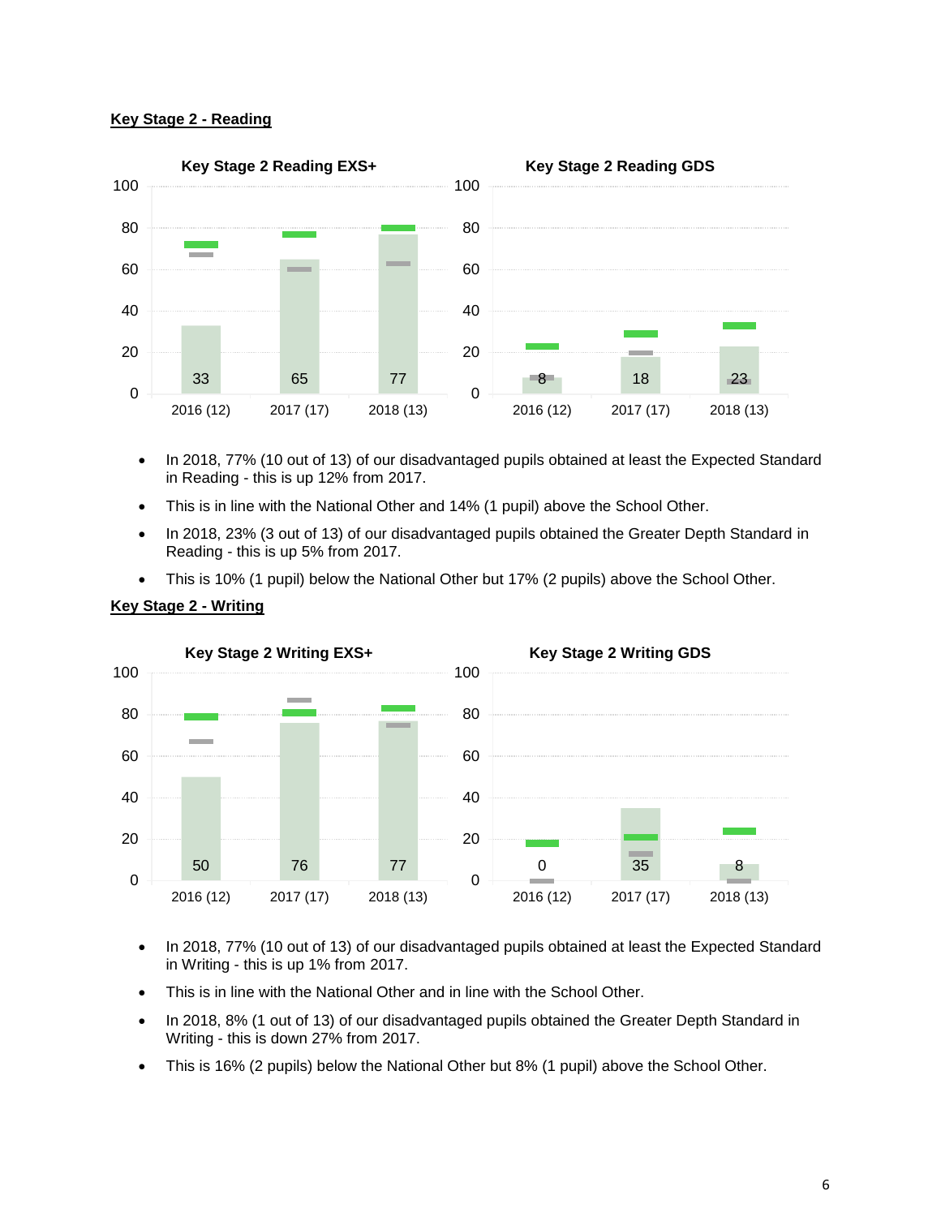## Key Stage 2 - Reading

**Key Stage 2 Reading EXS+**

| | 2016 (12) | 2017 (17) | 2018 (13) |
|---|---|---|---|
| Value | 33 | 65 | 77 |

**Key Stage 2 Reading GDS**

| | 2016 (12) | 2017 (17) | 2018 (13) |
|---|---|---|---|
| Value | 8 | 18 | 23 |

- In 2018, 77% (10 out of 13) of our disadvantaged pupils obtained at least the Expected Standard in Reading - this is up 12% from 2017.
- This is in line with the National Other and 14% (1 pupil) above the School Other.
- In 2018, 23% (3 out of 13) of our disadvantaged pupils obtained the Greater Depth Standard in Reading - this is up 5% from 2017.
- This is 10% (1 pupil) below the National Other but 17% (2 pupils) above the School Other.

## Key Stage 2 - Writing

**Key Stage 2 Writing EXS+**

| | 2016 (12) | 2017 (17) | 2018 (13) |
|---|---|---|---|
| Value | 50 | 76 | 77 |

**Key Stage 2 Writing GDS**

| | 2016 (12) | 2017 (17) | 2018 (13) |
|---|---|---|---|
| Value | 0 | 35 | 8 |

- In 2018, 77% (10 out of 13) of our disadvantaged pupils obtained at least the Expected Standard in Writing - this is up 1% from 2017.
- This is in line with the National Other and in line with the School Other.
- In 2018, 8% (1 out of 13) of our disadvantaged pupils obtained the Greater Depth Standard in Writing - this is down 27% from 2017.
- This is 16% (2 pupils) below the National Other but 8% (1 pupil) above the School Other.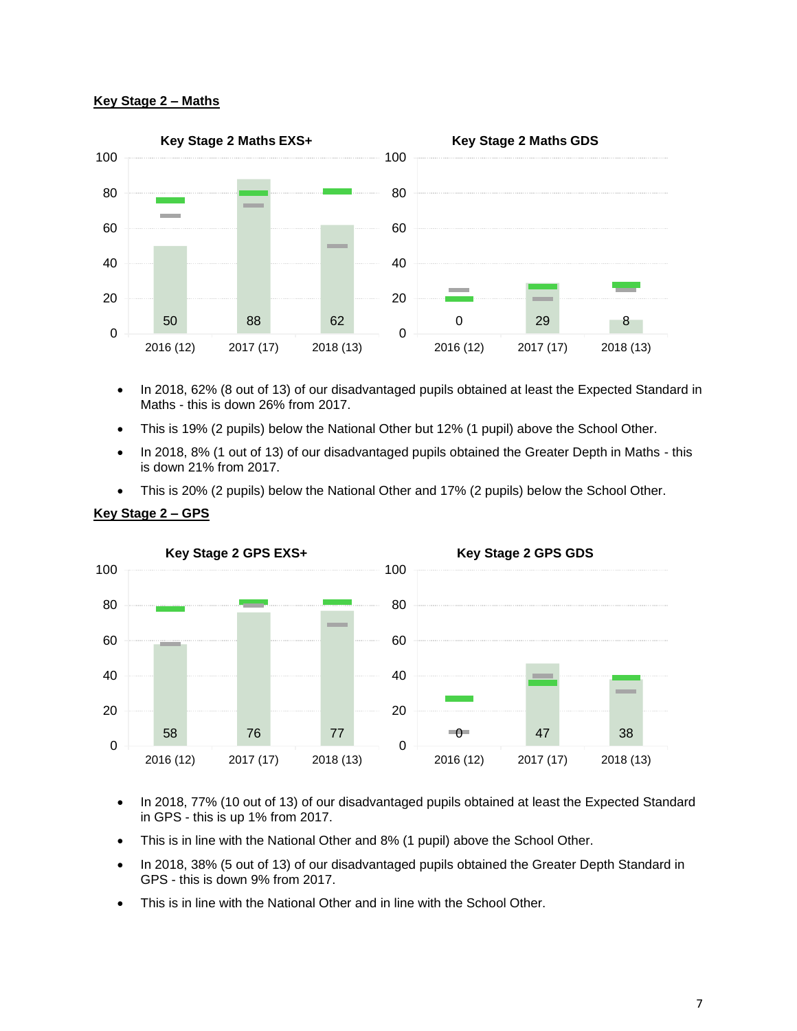**Key Stage 2 – Maths**

**Key Stage 2 Maths EXS+**

| | 2016 (12) | 2017 (17) | 2018 (13) |
|---|---|---|---|
| Value | 50 | 88 | 62 |

**Key Stage 2 Maths GDS**

| | 2016 (12) | 2017 (17) | 2018 (13) |
|---|---|---|---|
| Value | 0 | 29 | 8 |

- In 2018, 62% (8 out of 13) of our disadvantaged pupils obtained at least the Expected Standard in Maths - this is down 26% from 2017.
- This is 19% (2 pupils) below the National Other but 12% (1 pupil) above the School Other.
- In 2018, 8% (1 out of 13) of our disadvantaged pupils obtained the Greater Depth in Maths - this is down 21% from 2017.
- This is 20% (2 pupils) below the National Other and 17% (2 pupils) below the School Other.

**Key Stage 2 – GPS**

**Key Stage 2 GPS EXS+**

| | 2016 (12) | 2017 (17) | 2018 (13) |
|---|---|---|---|
| Value | 58 | 76 | 77 |

**Key Stage 2 GPS GDS**

| | 2016 (12) | 2017 (17) | 2018 (13) |
|---|---|---|---|
| Value | 0 | 47 | 38 |

- In 2018, 77% (10 out of 13) of our disadvantaged pupils obtained at least the Expected Standard in GPS - this is up 1% from 2017.
- This is in line with the National Other and 8% (1 pupil) above the School Other.
- In 2018, 38% (5 out of 13) of our disadvantaged pupils obtained the Greater Depth Standard in GPS - this is down 9% from 2017.
- This is in line with the National Other and in line with the School Other.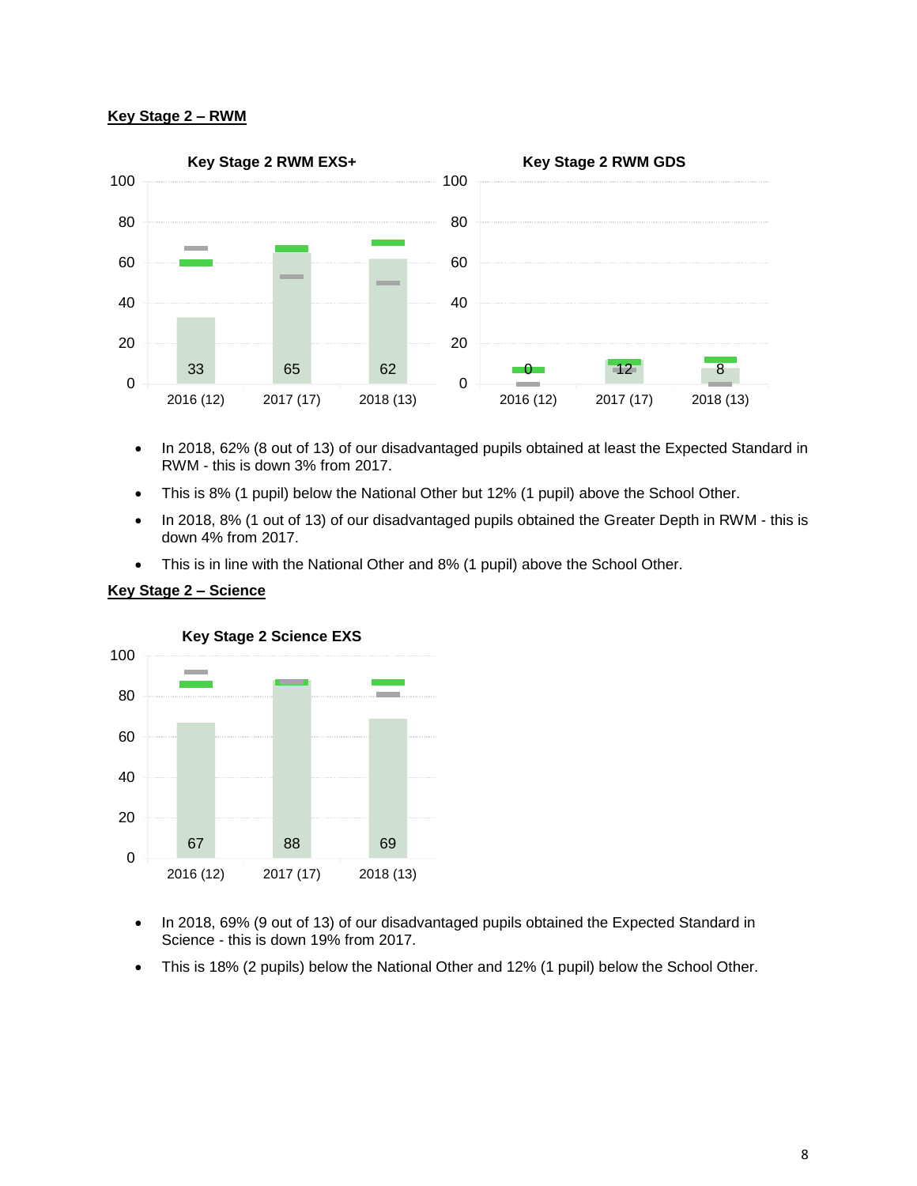**Key Stage 2 – RWM**

**Key Stage 2 RWM EXS+**

| | 2016 (12) | 2017 (17) | 2018 (13) |
|---|---|---|---|
| Value | 33 | 65 | 62 |

**Key Stage 2 RWM GDS**

| | 2016 (12) | 2017 (17) | 2018 (13) |
|---|---|---|---|
| Value | 0 | 12 | 8 |

- In 2018, 62% (8 out of 13) of our disadvantaged pupils obtained at least the Expected Standard in RWM - this is down 3% from 2017.
- This is 8% (1 pupil) below the National Other but 12% (1 pupil) above the School Other.
- In 2018, 8% (1 out of 13) of our disadvantaged pupils obtained the Greater Depth in RWM - this is down 4% from 2017.
- This is in line with the National Other and 8% (1 pupil) above the School Other.

**Key Stage 2 – Science**

**Key Stage 2 Science EXS**

| | 2016 (12) | 2017 (17) | 2018 (13) |
|---|---|---|---|
| Value | 67 | 88 | 69 |

- In 2018, 69% (9 out of 13) of our disadvantaged pupils obtained the Expected Standard in Science - this is down 19% from 2017.
- This is 18% (2 pupils) below the National Other and 12% (1 pupil) below the School Other.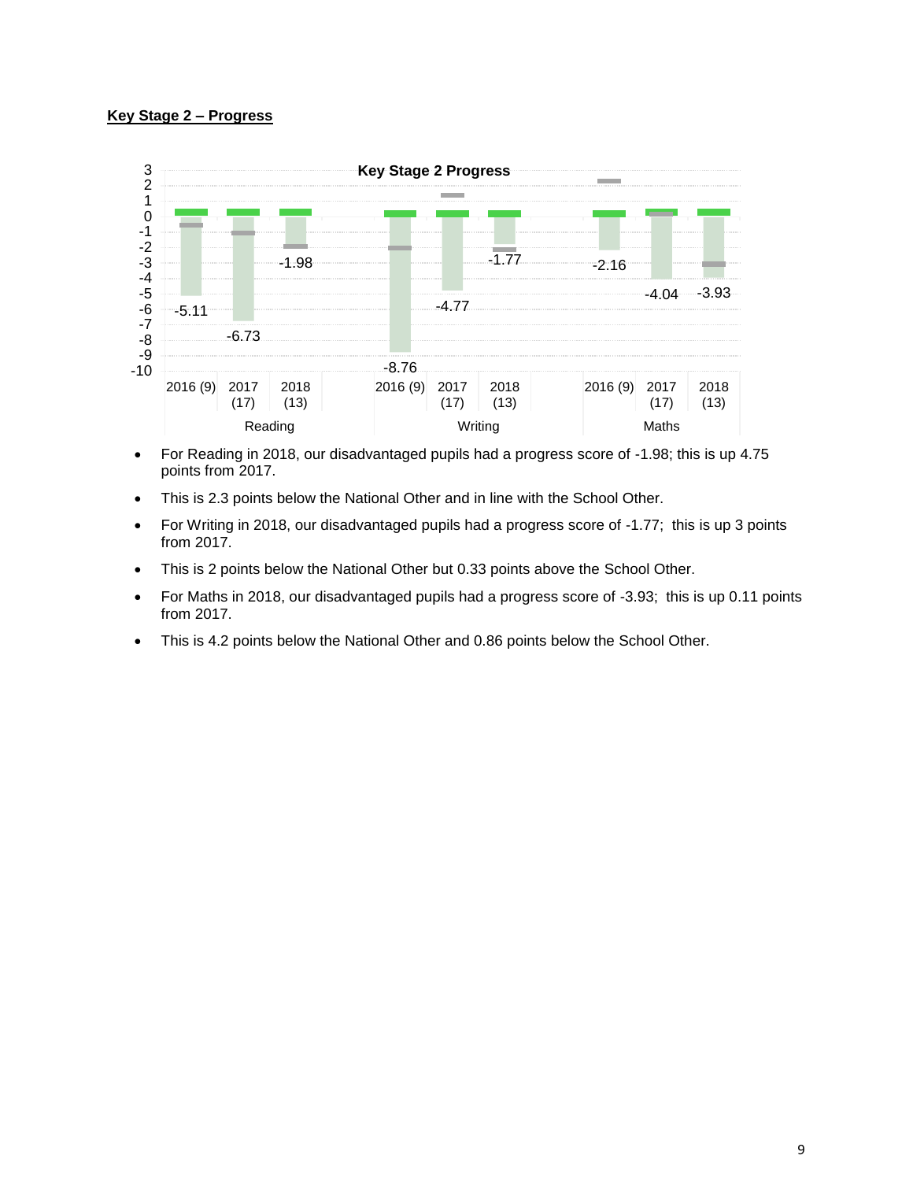**Key Stage 2 – Progress**

Key Stage 2 Progress

3
2
1
0
-1
-2
-3
-4
-5
-6
-7
-8
-9
-10

-5.11
-6.73
-1.98
-8.76
-4.77
-1.77
-2.16
-4.04
-3.93

2016 (9) 2017 (17) 2018 (13)
Reading

2016 (9) 2017 (17) 2018 (13)
Writing

2016 (9) 2017 (17) 2018 (13)
Maths

- For Reading in 2018, our disadvantaged pupils had a progress score of -1.98; this is up 4.75 points from 2017.
- This is 2.3 points below the National Other and in line with the School Other.
- For Writing in 2018, our disadvantaged pupils had a progress score of -1.77; this is up 3 points from 2017.
- This is 2 points below the National Other but 0.33 points above the School Other.
- For Maths in 2018, our disadvantaged pupils had a progress score of -3.93; this is up 0.11 points from 2017.
- This is 4.2 points below the National Other and 0.86 points below the School Other.